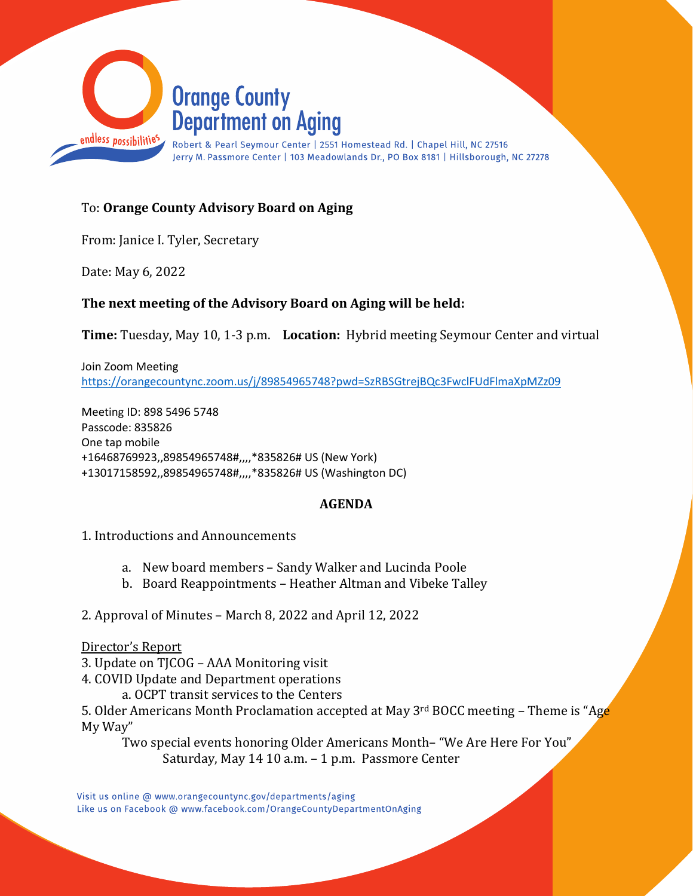# Orange County Department on Aging

Robert & Pearl Seymour Center | 2551 Homestead Rd. | Chapel Hill, NC 27516
Jerry M. Passmore Center | 103 Meadowlands Dr., PO Box 8181 | Hillsborough, NC 27278

endless possibilities

To: **Orange County Advisory Board on Aging**

From: Janice I. Tyler, Secretary

Date: May 6, 2022

**The next meeting of the Advisory Board on Aging will be held:**

**Time:** Tuesday, May 10, 1-3 p.m. **Location:** Hybrid meeting Seymour Center and virtual

Join Zoom Meeting
https://orangecountync.zoom.us/j/89854965748?pwd=SzRBSGtrejBQc3FwclFUdFlmaXpMZz09

Meeting ID: 898 5496 5748
Passcode: 835826
One tap mobile
+16468769923,,89854965748#,,,,*835826# US (New York)
+13017158592,,89854965748#,,,,*835826# US (Washington DC)

**AGENDA**

1. Introductions and Announcements
   a. New board members – Sandy Walker and Lucinda Poole
   b. Board Reappointments – Heather Altman and Vibeke Talley

2. Approval of Minutes – March 8, 2022 and April 12, 2022

Director's Report

3. Update on TJCOG – AAA Monitoring visit
4. COVID Update and Department operations
   a. OCPT transit services to the Centers
5. Older Americans Month Proclamation accepted at May 3rd BOCC meeting – Theme is "Age My Way"
   Two special events honoring Older Americans Month– "We Are Here For You"
      Saturday, May 14 10 a.m. – 1 p.m. Passmore Center

Visit us online @ www.orangecountync.gov/departments/aging
Like us on Facebook @ www.facebook.com/OrangeCountyDepartmentOnAging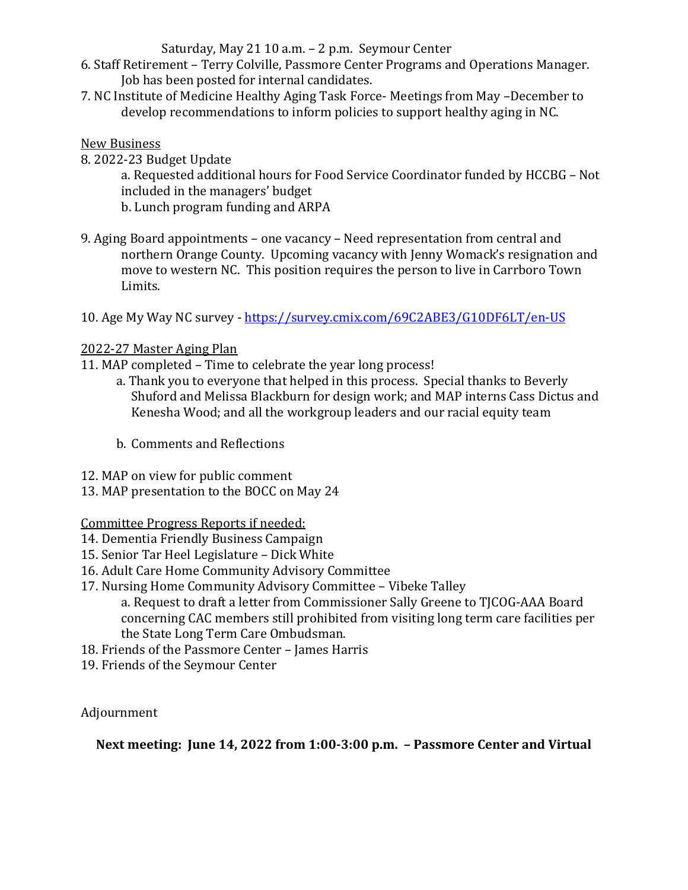Saturday, May 21 10 a.m. – 2 p.m. Seymour Center

6. Staff Retirement – Terry Colville, Passmore Center Programs and Operations Manager. Job has been posted for internal candidates.
7. NC Institute of Medicine Healthy Aging Task Force- Meetings from May –December to develop recommendations to inform policies to support healthy aging in NC.

New Business

8. 2022-23 Budget Update
   a. Requested additional hours for Food Service Coordinator funded by HCCBG – Not included in the managers' budget
   b. Lunch program funding and ARPA

9. Aging Board appointments – one vacancy – Need representation from central and northern Orange County. Upcoming vacancy with Jenny Womack's resignation and move to western NC. This position requires the person to live in Carrboro Town Limits.

10. Age My Way NC survey - https://survey.cmix.com/69C2ABE3/G10DF6LT/en-US

2022-27 Master Aging Plan

11. MAP completed – Time to celebrate the year long process!
    a. Thank you to everyone that helped in this process. Special thanks to Beverly Shuford and Melissa Blackburn for design work; and MAP interns Cass Dictus and Kenesha Wood; and all the workgroup leaders and our racial equity team

    b. Comments and Reflections

12. MAP on view for public comment
13. MAP presentation to the BOCC on May 24

Committee Progress Reports if needed:

14. Dementia Friendly Business Campaign
15. Senior Tar Heel Legislature – Dick White
16. Adult Care Home Community Advisory Committee
17. Nursing Home Community Advisory Committee – Vibeke Talley
    a. Request to draft a letter from Commissioner Sally Greene to TJCOG-AAA Board concerning CAC members still prohibited from visiting long term care facilities per the State Long Term Care Ombudsman.
18. Friends of the Passmore Center – James Harris
19. Friends of the Seymour Center

Adjournment

**Next meeting: June 14, 2022 from 1:00-3:00 p.m. – Passmore Center and Virtual**